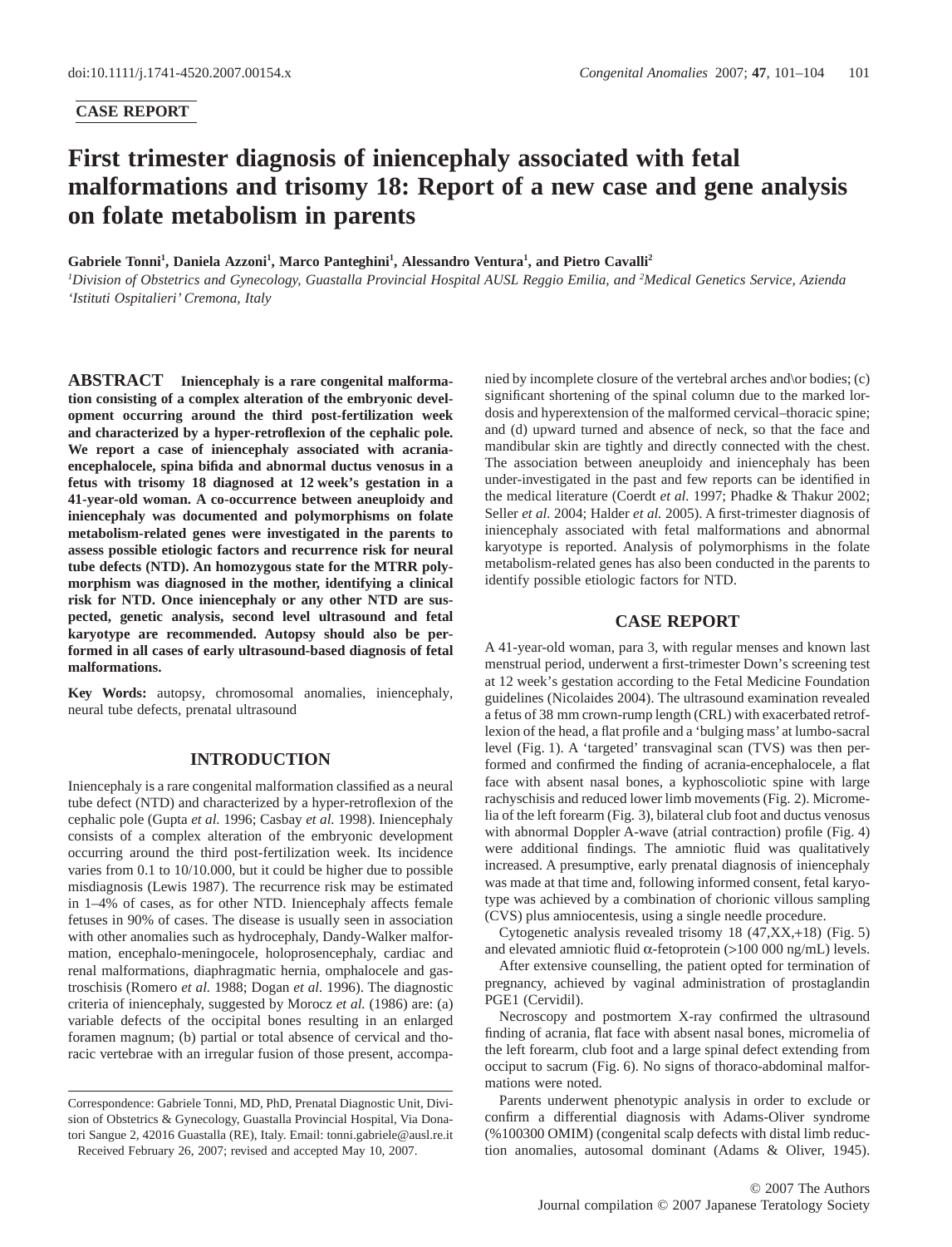CASE REPORT

# First trimester diagnosis of iniencephaly associated with fetal malformations and trisomy 18: Report of a new case and gene analysis on folate metabolism in parents

**Gabriele Tonni[1], Daniela Azzoni[1], Marco Panteghini[1], Alessandro Ventura[1], and Pietro Cavalli[2]**

[1]*Division of Obstetrics and Gynecology, Guastalla Provincial Hospital AUSL Reggio Emilia, and* [2]*Medical Genetics Service, Azienda 'Istituti Ospitalieri' Cremona, Italy*

**ABSTRACT** **Iniencephaly is a rare congenital malformation consisting of a complex alteration of the embryonic development occurring around the third post-fertilization week and characterized by a hyper-retroflexion of the cephalic pole. We report a case of iniencephaly associated with acrania-encephalocele, spina bifida and abnormal ductus venosus in a fetus with trisomy 18 diagnosed at 12 week's gestation in a 41-year-old woman. A co-occurrence between aneuploidy and iniencephaly was documented and polymorphisms on folate metabolism-related genes were investigated in the parents to assess possible etiologic factors and recurrence risk for neural tube defects (NTD). An homozygous state for the MTRR polymorphism was diagnosed in the mother, identifying a clinical risk for NTD. Once iniencephaly or any other NTD are suspected, genetic analysis, second level ultrasound and fetal karyotype are recommended. Autopsy should also be performed in all cases of early ultrasound-based diagnosis of fetal malformations.**

**Key Words:** autopsy, chromosomal anomalies, iniencephaly, neural tube defects, prenatal ultrasound

## INTRODUCTION

Iniencephaly is a rare congenital malformation classified as a neural tube defect (NTD) and characterized by a hyper-retroflexion of the cephalic pole (Gupta *et al.* 1996; Casbay *et al.* 1998). Iniencephaly consists of a complex alteration of the embryonic development occurring around the third post-fertilization week. Its incidence varies from 0.1 to 10/10.000, but it could be higher due to possible misdiagnosis (Lewis 1987). The recurrence risk may be estimated in 1–4% of cases, as for other NTD. Iniencephaly affects female fetuses in 90% of cases. The disease is usually seen in association with other anomalies such as hydrocephaly, Dandy-Walker malformation, encephalo-meningocele, holoprosencephaly, cardiac and renal malformations, diaphragmatic hernia, omphalocele and gastroschisis (Romero *et al.* 1988; Dogan *et al.* 1996). The diagnostic criteria of iniencephaly, suggested by Morocz *et al.* (1986) are: (a) variable defects of the occipital bones resulting in an enlarged foramen magnum; (b) partial or total absence of cervical and thoracic vertebrae with an irregular fusion of those present, accompanied by incomplete closure of the vertebral arches and\or bodies; (c) significant shortening of the spinal column due to the marked lordosis and hyperextension of the malformed cervical–thoracic spine; and (d) upward turned and absence of neck, so that the face and mandibular skin are tightly and directly connected with the chest. The association between aneuploidy and iniencephaly has been under-investigated in the past and few reports can be identified in the medical literature (Coerdt *et al.* 1997; Phadke & Thakur 2002; Seller *et al.* 2004; Halder *et al.* 2005). A first-trimester diagnosis of iniencephaly associated with fetal malformations and abnormal karyotype is reported. Analysis of polymorphisms in the folate metabolism-related genes has also been conducted in the parents to identify possible etiologic factors for NTD.

## CASE REPORT

A 41-year-old woman, para 3, with regular menses and known last menstrual period, underwent a first-trimester Down's screening test at 12 week's gestation according to the Fetal Medicine Foundation guidelines (Nicolaides 2004). The ultrasound examination revealed a fetus of 38 mm crown-rump length (CRL) with exacerbated retroflexion of the head, a flat profile and a 'bulging mass' at lumbo-sacral level (Fig. 1). A 'targeted' transvaginal scan (TVS) was then performed and confirmed the finding of acrania-encephalocele, a flat face with absent nasal bones, a kyphoscoliotic spine with large rachyschisis and reduced lower limb movements (Fig. 2). Micromelia of the left forearm (Fig. 3), bilateral club foot and ductus venosus with abnormal Doppler A-wave (atrial contraction) profile (Fig. 4) were additional findings. The amniotic fluid was qualitatively increased. A presumptive, early prenatal diagnosis of iniencephaly was made at that time and, following informed consent, fetal karyotype was achieved by a combination of chorionic villous sampling (CVS) plus amniocentesis, using a single needle procedure.

Cytogenetic analysis revealed trisomy 18 (47,XX,+18) (Fig. 5) and elevated amniotic fluid $\alpha$-fetoprotein (>100 000 ng/mL) levels.

After extensive counselling, the patient opted for termination of pregnancy, achieved by vaginal administration of prostaglandin PGE1 (Cervidil).

Necroscopy and postmortem X-ray confirmed the ultrasound finding of acrania, flat face with absent nasal bones, micromelia of the left forearm, club foot and a large spinal defect extending from occiput to sacrum (Fig. 6). No signs of thoraco-abdominal malformations were noted.

Parents underwent phenotypic analysis in order to exclude or confirm a differential diagnosis with Adams-Oliver syndrome (%100300 OMIM) (congenital scalp defects with distal limb reduction anomalies, autosomal dominant (Adams & Oliver, 1945).

Correspondence: Gabriele Tonni, MD, PhD, Prenatal Diagnostic Unit, Division of Obstetrics & Gynecology, Guastalla Provincial Hospital, Via Donatori Sangue 2, 42016 Guastalla (RE), Italy. Email: tonni.gabriele@ausl.re.it

Received February 26, 2007; revised and accepted May 10, 2007.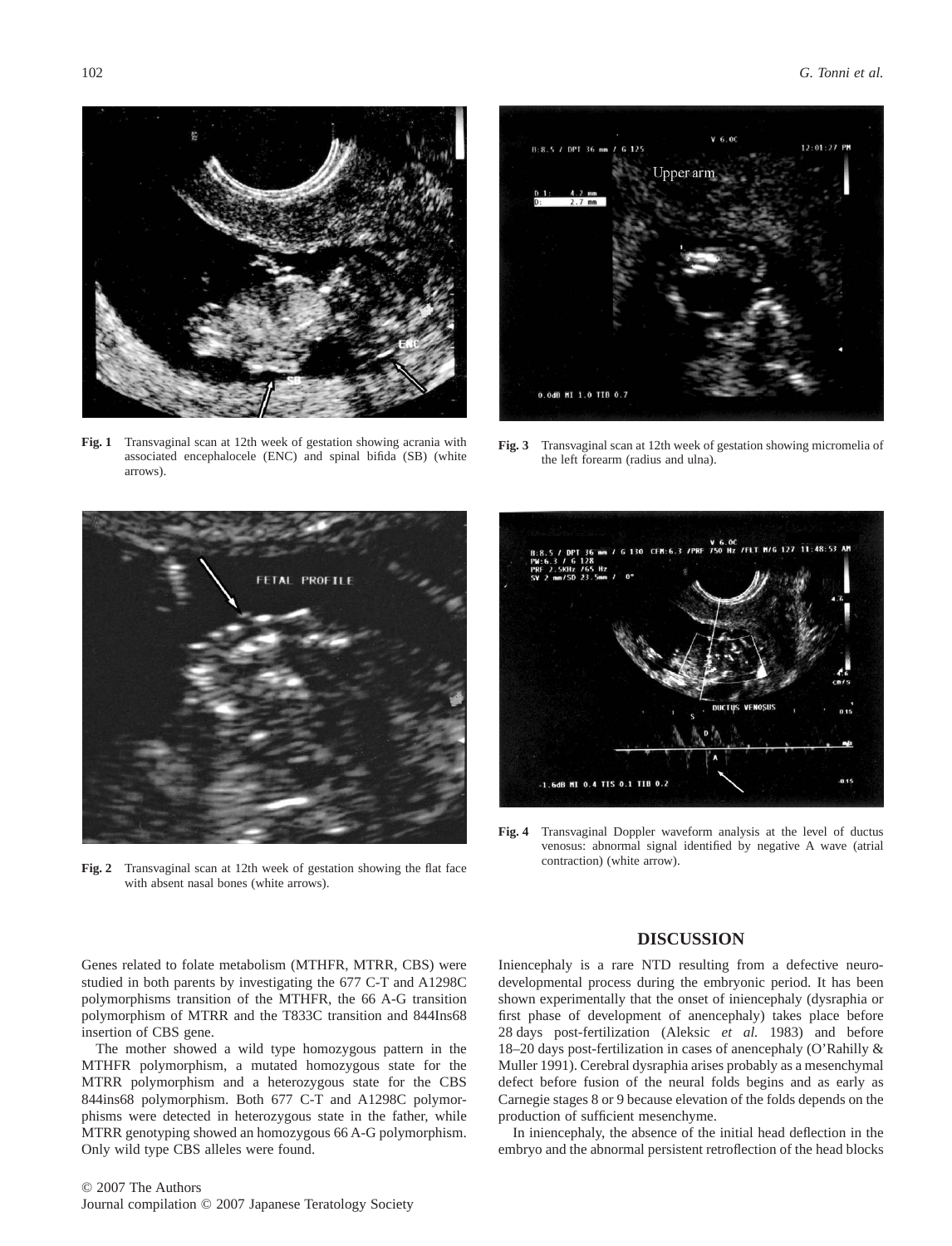Fig. 1 Transvaginal scan at 12th week of gestation showing acrania with associated encephalocele (ENC) and spinal bifida (SB) (white arrows).

Fig. 3 Transvaginal scan at 12th week of gestation showing micromelia of the left forearm (radius and ulna).

Fig. 2 Transvaginal scan at 12th week of gestation showing the flat face with absent nasal bones (white arrows).

Fig. 4 Transvaginal Doppler waveform analysis at the level of ductus venosus: abnormal signal identified by negative A wave (atrial contraction) (white arrow).

Genes related to folate metabolism (MTHFR, MTRR, CBS) were studied in both parents by investigating the 677 C-T and A1298C polymorphisms transition of the MTHFR, the 66 A-G transition polymorphism of MTRR and the T833C transition and 844Ins68 insertion of CBS gene.

The mother showed a wild type homozygous pattern in the MTHFR polymorphism, a mutated homozygous state for the MTRR polymorphism and a heterozygous state for the CBS 844ins68 polymorphism. Both 677 C-T and A1298C polymorphisms were detected in heterozygous state in the father, while MTRR genotyping showed an homozygous 66 A-G polymorphism. Only wild type CBS alleles were found.

## DISCUSSION

Iniencephaly is a rare NTD resulting from a defective neurodevelopmental process during the embryonic period. It has been shown experimentally that the onset of iniencephaly (dysraphia or first phase of development of anencephaly) takes place before 28 days post-fertilization (Aleksic *et al.* 1983) and before 18–20 days post-fertilization in cases of anencephaly (O'Rahilly & Muller 1991). Cerebral dysraphia arises probably as a mesenchymal defect before fusion of the neural folds begins and as early as Carnegie stages 8 or 9 because elevation of the folds depends on the production of sufficient mesenchyme.

In iniencephaly, the absence of the initial head deflection in the embryo and the abnormal persistent retroflection of the head blocks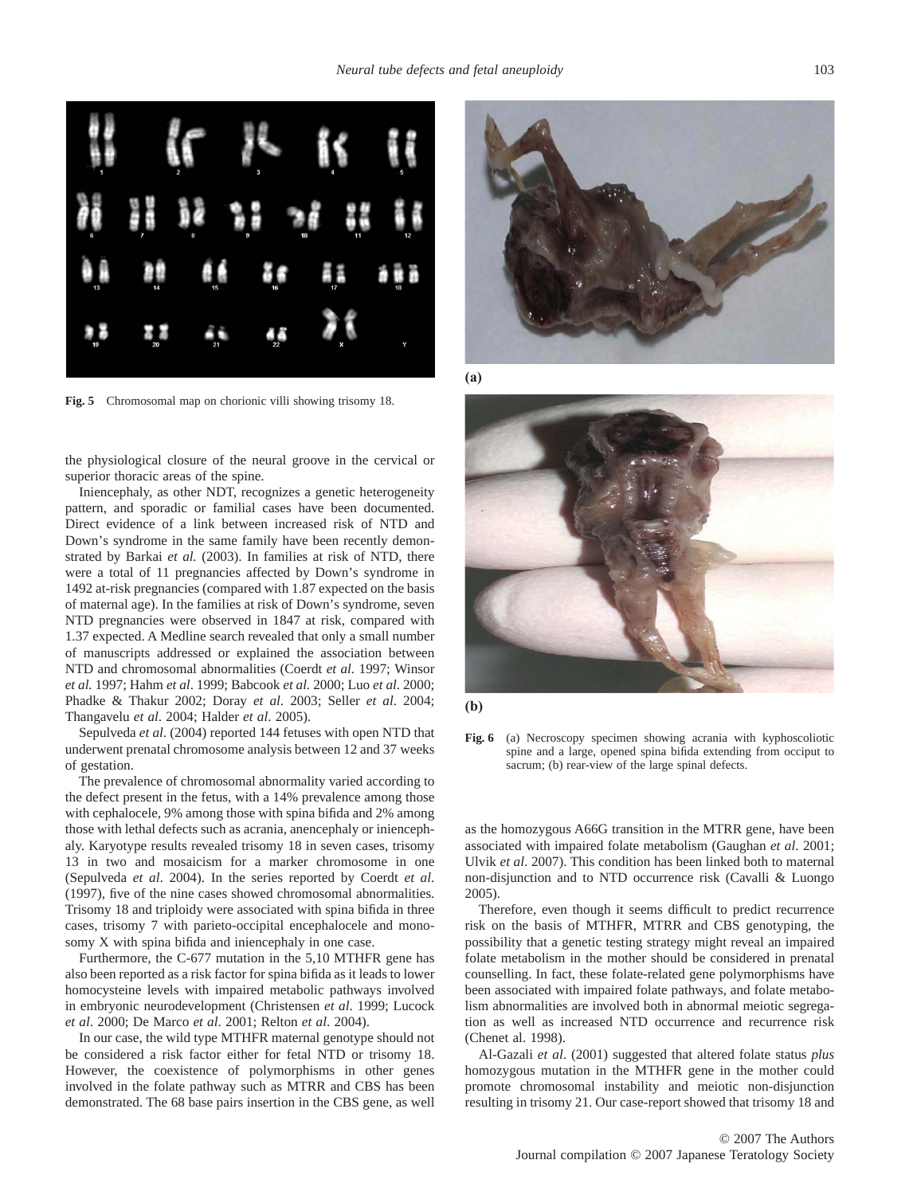Fig. 5 Chromosomal map on chorionic villi showing trisomy 18.

the physiological closure of the neural groove in the cervical or superior thoracic areas of the spine.

Iniencephaly, as other NDT, recognizes a genetic heterogeneity pattern, and sporadic or familial cases have been documented. Direct evidence of a link between increased risk of NTD and Down's syndrome in the same family have been recently demonstrated by Barkai *et al.* (2003). In families at risk of NTD, there were a total of 11 pregnancies affected by Down's syndrome in 1492 at-risk pregnancies (compared with 1.87 expected on the basis of maternal age). In the families at risk of Down's syndrome, seven NTD pregnancies were observed in 1847 at risk, compared with 1.37 expected. A Medline search revealed that only a small number of manuscripts addressed or explained the association between NTD and chromosomal abnormalities (Coerdt *et al.* 1997; Winsor *et al.* 1997; Hahm *et al.* 1999; Babcook *et al.* 2000; Luo *et al.* 2000; Phadke & Thakur 2002; Doray *et al.* 2003; Seller *et al.* 2004; Thangavelu *et al.* 2004; Halder *et al.* 2005).

Sepulveda *et al.* (2004) reported 144 fetuses with open NTD that underwent prenatal chromosome analysis between 12 and 37 weeks of gestation.

The prevalence of chromosomal abnormality varied according to the defect present in the fetus, with a 14% prevalence among those with cephalocele, 9% among those with spina bifida and 2% among those with lethal defects such as acrania, anencephaly or iniencephaly. Karyotype results revealed trisomy 18 in seven cases, trisomy 13 in two and mosaicism for a marker chromosome in one (Sepulveda *et al.* 2004). In the series reported by Coerdt *et al.* (1997), five of the nine cases showed chromosomal abnormalities. Trisomy 18 and triploidy were associated with spina bifida in three cases, trisomy 7 with parieto-occipital encephalocele and monosomy X with spina bifida and iniencephaly in one case.

Furthermore, the C-677 mutation in the 5,10 MTHFR gene has also been reported as a risk factor for spina bifida as it leads to lower homocysteine levels with impaired metabolic pathways involved in embryonic neurodevelopment (Christensen *et al.* 1999; Lucock *et al.* 2000; De Marco *et al.* 2001; Relton *et al.* 2004).

In our case, the wild type MTHFR maternal genotype should not be considered a risk factor either for fetal NTD or trisomy 18. However, the coexistence of polymorphisms in other genes involved in the folate pathway such as MTRR and CBS has been demonstrated. The 68 base pairs insertion in the CBS gene, as well as the homozygous A66G transition in the MTRR gene, have been associated with impaired folate metabolism (Gaughan *et al.* 2001; Ulvik *et al.* 2007). This condition has been linked both to maternal non-disjunction and to NTD occurrence risk (Cavalli & Luongo 2005).

Therefore, even though it seems difficult to predict recurrence risk on the basis of MTHFR, MTRR and CBS genotyping, the possibility that a genetic testing strategy might reveal an impaired folate metabolism in the mother should be considered in prenatal counselling. In fact, these folate-related gene polymorphisms have been associated with impaired folate pathways, and folate metabolism abnormalities are involved both in abnormal meiotic segregation as well as increased NTD occurrence and recurrence risk (Chenet al. 1998).

Al-Gazali *et al.* (2001) suggested that altered folate status *plus* homozygous mutation in the MTHFR gene in the mother could promote chromosomal instability and meiotic non-disjunction resulting in trisomy 21. Our case-report showed that trisomy 18 and

Fig. 6 (a) Necroscopy specimen showing acrania with kyphoscoliotic spine and a large, opened spina bifida extending from occiput to sacrum; (b) rear-view of the large spinal defects.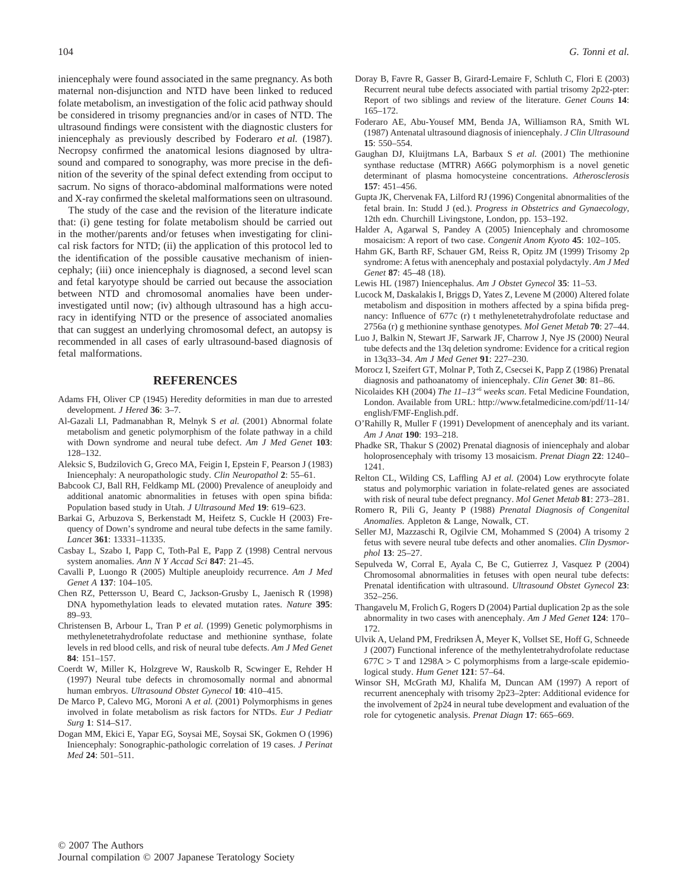iniencephaly were found associated in the same pregnancy. As both maternal non-disjunction and NTD have been linked to reduced folate metabolism, an investigation of the folic acid pathway should be considered in trisomy pregnancies and/or in cases of NTD. The ultrasound findings were consistent with the diagnostic clusters for iniencephaly as previously described by Foderaro *et al.* (1987). Necropsy confirmed the anatomical lesions diagnosed by ultrasound and compared to sonography, was more precise in the definition of the severity of the spinal defect extending from occiput to sacrum. No signs of thoraco-abdominal malformations were noted and X-ray confirmed the skeletal malformations seen on ultrasound.

The study of the case and the revision of the literature indicate that: (i) gene testing for folate metabolism should be carried out in the mother/parents and/or fetuses when investigating for clinical risk factors for NTD; (ii) the application of this protocol led to the identification of the possible causative mechanism of iniencephaly; (iii) once iniencephaly is diagnosed, a second level scan and fetal karyotype should be carried out because the association between NTD and chromosomal anomalies have been under-investigated until now; (iv) although ultrasound has a high accuracy in identifying NTD or the presence of associated anomalies that can suggest an underlying chromosomal defect, an autopsy is recommended in all cases of early ultrasound-based diagnosis of fetal malformations.

## REFERENCES

Adams FH, Oliver CP (1945) Heredity deformities in man due to arrested development. *J Hered* **36**: 3–7.

Al-Gazali LI, Padmanabhan R, Melnyk S *et al.* (2001) Abnormal folate metabolism and genetic polymorphism of the folate pathway in a child with Down syndrome and neural tube defect. *Am J Med Genet* **103**: 128–132.

Aleksic S, Budzilovich G, Greco MA, Feigin I, Epstein F, Pearson J (1983) Iniencephaly: A neuropathologic study. *Clin Neuropathol* **2**: 55–61.

Babcook CJ, Ball RH, Feldkamp ML (2000) Prevalence of aneuploidy and additional anatomic abnormalities in fetuses with open spina bifida: Population based study in Utah. *J Ultrasound Med* **19**: 619–623.

Barkai G, Arbuzova S, Berkenstadt M, Heifetz S, Cuckle H (2003) Frequency of Down's syndrome and neural tube defects in the same family. *Lancet* **361**: 13331–11335.

Casbay L, Szabo I, Papp C, Toth-Pal E, Papp Z (1998) Central nervous system anomalies. *Ann N Y Accad Sci* **847**: 21–45.

Cavalli P, Luongo R (2005) Multiple aneuploidy recurrence. *Am J Med Genet A* **137**: 104–105.

Chen RZ, Pettersson U, Beard C, Jackson-Grusby L, Jaenisch R (1998) DNA hypomethylation leads to elevated mutation rates. *Nature* **395**: 89–93.

Christensen B, Arbour L, Tran P *et al.* (1999) Genetic polymorphisms in methylenetetrahydrofolate reductase and methionine synthase, folate levels in red blood cells, and risk of neural tube defects. *Am J Med Genet* **84**: 151–157.

Coerdt W, Miller K, Holzgreve W, Rauskolb R, Scwinger E, Rehder H (1997) Neural tube defects in chromosomally normal and abnormal human embryos. *Ultrasound Obstet Gynecol* **10**: 410–415.

De Marco P, Calevo MG, Moroni A *et al.* (2001) Polymorphisms in genes involved in folate metabolism as risk factors for NTDs. *Eur J Pediatr Surg* **1**: S14–S17.

Dogan MM, Ekici E, Yapar EG, Soysai ME, Soysai SK, Gokmen O (1996) Iniencephaly: Sonographic-pathologic correlation of 19 cases. *J Perinat Med* **24**: 501–511.

Doray B, Favre R, Gasser B, Girard-Lemaire F, Schluth C, Flori E (2003) Recurrent neural tube defects associated with partial trisomy 2p22-pter: Report of two siblings and review of the literature. *Genet Couns* **14**: 165–172.

Foderaro AE, Abu-Yousef MM, Benda JA, Williamson RA, Smith WL (1987) Antenatal ultrasound diagnosis of iniencephaly. *J Clin Ultrasound* **15**: 550–554.

Gaughan DJ, Kluijtmans LA, Barbaux S *et al.* (2001) The methionine synthase reductase (MTRR) A66G polymorphism is a novel genetic determinant of plasma homocysteine concentrations. *Atherosclerosis* **157**: 451–456.

Gupta JK, Chervenak FA, Lilford RJ (1996) Congenital abnormalities of the fetal brain. In: Studd J (ed.). *Progress in Obstetrics and Gynaecology*, 12th edn. Churchill Livingstone, London, pp. 153–192.

Halder A, Agarwal S, Pandey A (2005) Iniencephaly and chromosome mosaicism: A report of two case. *Congenit Anom Kyoto* **45**: 102–105.

Hahm GK, Barth RF, Schauer GM, Reiss R, Opitz JM (1999) Trisomy 2p syndrome: A fetus with anencephaly and postaxial polydactyly. *Am J Med Genet* **87**: 45–48 (18).

Lewis HL (1987) Iniencephalus. *Am J Obstet Gynecol* **35**: 11–53.

Lucock M, Daskalakis I, Briggs D, Yates Z, Levene M (2000) Altered folate metabolism and disposition in mothers affected by a spina bifida pregnancy: Influence of 677c (r) t methylenetetrahydrofolate reductase and 2756a (r) g methionine synthase genotypes. *Mol Genet Metab* **70**: 27–44.

Luo J, Balkin N, Stewart JF, Sarwark JF, Charrow J, Nye JS (2000) Neural tube defects and the 13q deletion syndrome: Evidence for a critical region in 13q33–34. *Am J Med Genet* **91**: 227–230.

Morocz I, Szeifert GT, Molnar P, Toth Z, Csecsei K, Papp Z (1986) Prenatal diagnosis and pathoanatomy of iniencephaly. *Clin Genet* **30**: 81–86.

Nicolaides KH (2004) *The 11–13+6 weeks scan*. Fetal Medicine Foundation, London. Available from URL: http://www.fetalmedicine.com/pdf/11-14/english/FMF-English.pdf.

O'Rahilly R, Muller F (1991) Development of anencephaly and its variant. *Am J Anat* **190**: 193–218.

Phadke SR, Thakur S (2002) Prenatal diagnosis of iniencephaly and alobar holoprosencephaly with trisomy 13 mosaicism. *Prenat Diagn* **22**: 1240–1241.

Relton CL, Wilding CS, Laffling AJ *et al.* (2004) Low erythrocyte folate status and polymorphic variation in folate-related genes are associated with risk of neural tube defect pregnancy. *Mol Genet Metab* **81**: 273–281.

Romero R, Pili G, Jeanty P (1988) *Prenatal Diagnosis of Congenital Anomalies.* Appleton & Lange, Nowalk, CT.

Seller MJ, Mazzaschi R, Ogilvie CM, Mohammed S (2004) A trisomy 2 fetus with severe neural tube defects and other anomalies. *Clin Dysmorphol* **13**: 25–27.

Sepulveda W, Corral E, Ayala C, Be C, Gutierrez J, Vasquez P (2004) Chromosomal abnormalities in fetuses with open neural tube defects: Prenatal identification with ultrasound. *Ultrasound Obstet Gynecol* **23**: 352–256.

Thangavelu M, Frolich G, Rogers D (2004) Partial duplication 2p as the sole abnormality in two cases with anencephaly. *Am J Med Genet* **124**: 170–172.

Ulvik A, Ueland PM, Fredriksen Å, Meyer K, Vollset SE, Hoff G, Schneede J (2007) Functional inference of the methylentetrahydrofolate reductase 677C > T and 1298A > C polymorphisms from a large-scale epidemiological study. *Hum Genet* **121**: 57–64.

Winsor SH, McGrath MJ, Khalifa M, Duncan AM (1997) A report of recurrent anencephaly with trisomy 2p23–2pter: Additional evidence for the involvement of 2p24 in neural tube development and evaluation of the role for cytogenetic analysis. *Prenat Diagn* **17**: 665–669.

© 2007 The Authors
Journal compilation © 2007 Japanese Teratology Society